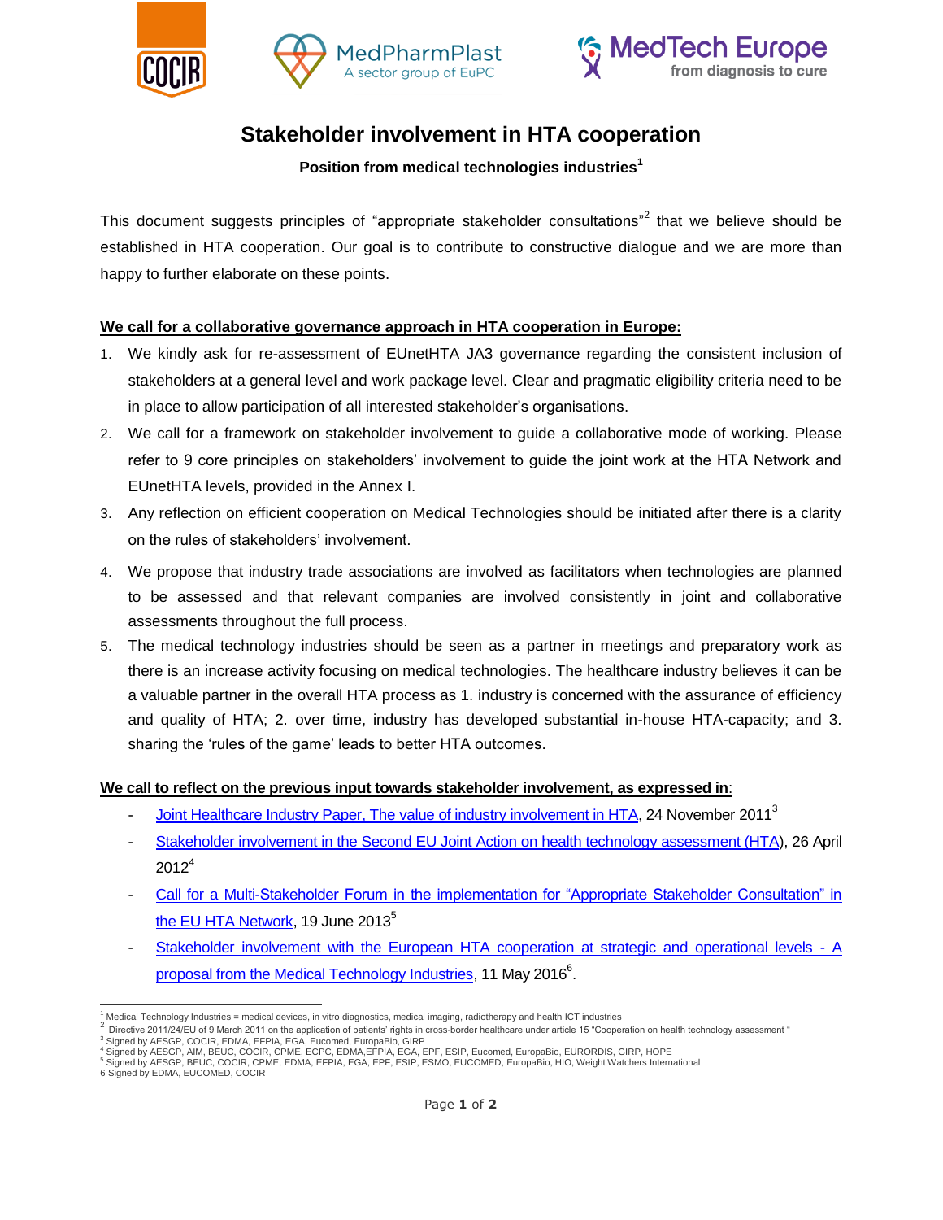# Stakeholder involvement in HTA cooperation

**Position from medical technologies industries**[1]

This document suggests principles of "appropriate stakeholder consultations"[2] that we believe should be established in HTA cooperation. Our goal is to contribute to constructive dialogue and we are more than happy to further elaborate on these points.

**We call for a collaborative governance approach in HTA cooperation in Europe:**

1. We kindly ask for re-assessment of EUnetHTA JA3 governance regarding the consistent inclusion of stakeholders at a general level and work package level. Clear and pragmatic eligibility criteria need to be in place to allow participation of all interested stakeholder's organisations.
2. We call for a framework on stakeholder involvement to guide a collaborative mode of working. Please refer to 9 core principles on stakeholders' involvement to guide the joint work at the HTA Network and EUnetHTA levels, provided in the Annex I.
3. Any reflection on efficient cooperation on Medical Technologies should be initiated after there is a clarity on the rules of stakeholders' involvement.
4. We propose that industry trade associations are involved as facilitators when technologies are planned to be assessed and that relevant companies are involved consistently in joint and collaborative assessments throughout the full process.
5. The medical technology industries should be seen as a partner in meetings and preparatory work as there is an increase activity focusing on medical technologies. The healthcare industry believes it can be a valuable partner in the overall HTA process as 1. industry is concerned with the assurance of efficiency and quality of HTA; 2. over time, industry has developed substantial in-house HTA-capacity; and 3. sharing the 'rules of the game' leads to better HTA outcomes.

**We call to reflect on the previous input towards stakeholder involvement, as expressed in:**

- Joint Healthcare Industry Paper, The value of industry involvement in HTA, 24 November 2011[3]
- Stakeholder involvement in the Second EU Joint Action on health technology assessment (HTA), 26 April 2012[4]
- Call for a Multi-Stakeholder Forum in the implementation for "Appropriate Stakeholder Consultation" in the EU HTA Network, 19 June 2013[5]
- Stakeholder involvement with the European HTA cooperation at strategic and operational levels - A proposal from the Medical Technology Industries, 11 May 2016[6].

---

[1] Medical Technology Industries = medical devices, in vitro diagnostics, medical imaging, radiotherapy and health ICT industries

[2] Directive 2011/24/EU of 9 March 2011 on the application of patients' rights in cross-border healthcare under article 15 "Cooperation on health technology assessment "

[3] Signed by AESGP, COCIR, EDMA, EFPIA, EGA, Eucomed, EuropaBio, GIRP

[4] Signed by AESGP, AIM, BEUC, COCIR, CPME, ECPC, EDMA,EFPIA, EGA, EPF, ESIP, Eucomed, EuropaBio, EURORDIS, GIRP, HOPE

[5] Signed by AESGP, BEUC, COCIR, CPME, EDMA, EFPIA, EGA, EPF, ESIP, ESMO, EUCOMED, EuropaBio, HIO, Weight Watchers International

[6] Signed by EDMA, EUCOMED, COCIR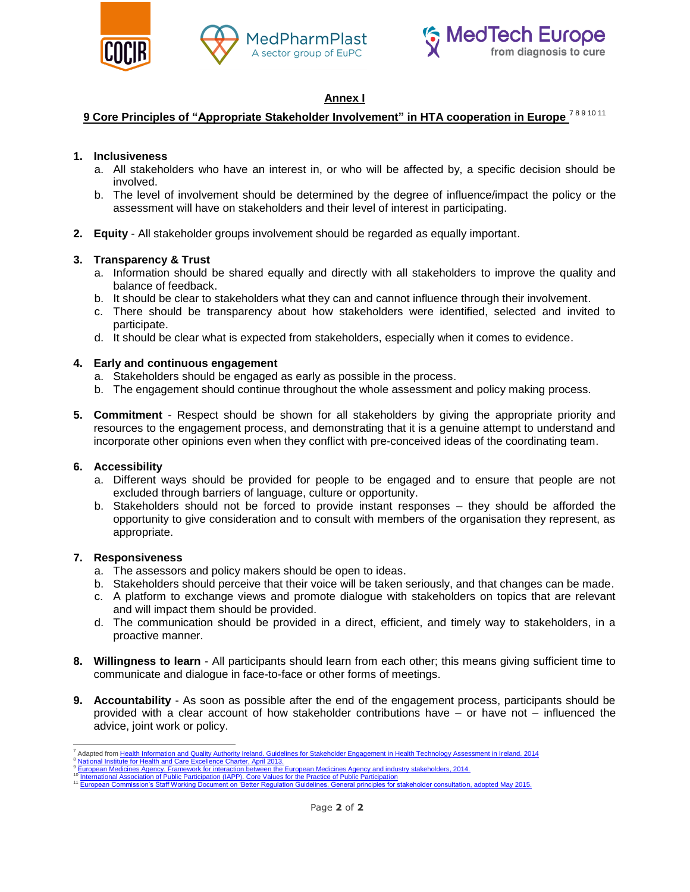## Annex I

### 9 Core Principles of "Appropriate Stakeholder Involvement" in HTA cooperation in Europe [7 8 9 10 11]

1. **Inclusiveness**
   a. All stakeholders who have an interest in, or who will be affected by, a specific decision should be involved.
   b. The level of involvement should be determined by the degree of influence/impact the policy or the assessment will have on stakeholders and their level of interest in participating.

2. **Equity** - All stakeholder groups involvement should be regarded as equally important.

3. **Transparency & Trust**
   a. Information should be shared equally and directly with all stakeholders to improve the quality and balance of feedback.
   b. It should be clear to stakeholders what they can and cannot influence through their involvement.
   c. There should be transparency about how stakeholders were identified, selected and invited to participate.
   d. It should be clear what is expected from stakeholders, especially when it comes to evidence.

4. **Early and continuous engagement**
   a. Stakeholders should be engaged as early as possible in the process.
   b. The engagement should continue throughout the whole assessment and policy making process.

5. **Commitment** - Respect should be shown for all stakeholders by giving the appropriate priority and resources to the engagement process, and demonstrating that it is a genuine attempt to understand and incorporate other opinions even when they conflict with pre-conceived ideas of the coordinating team.

6. **Accessibility**
   a. Different ways should be provided for people to be engaged and to ensure that people are not excluded through barriers of language, culture or opportunity.
   b. Stakeholders should not be forced to provide instant responses – they should be afforded the opportunity to give consideration and to consult with members of the organisation they represent, as appropriate.

7. **Responsiveness**
   a. The assessors and policy makers should be open to ideas.
   b. Stakeholders should perceive that their voice will be taken seriously, and that changes can be made.
   c. A platform to exchange views and promote dialogue with stakeholders on topics that are relevant and will impact them should be provided.
   d. The communication should be provided in a direct, efficient, and timely way to stakeholders, in a proactive manner.

8. **Willingness to learn** - All participants should learn from each other; this means giving sufficient time to communicate and dialogue in face-to-face or other forms of meetings.

9. **Accountability** - As soon as possible after the end of the engagement process, participants should be provided with a clear account of how stakeholder contributions have – or have not – influenced the advice, joint work or policy.

---

[7] Adapted from Health Information and Quality Authority Ireland. Guidelines for Stakeholder Engagement in Health Technology Assessment in Ireland. 2014
[8] National Institute for Health and Care Excellence Charter, April 2013.
[9] European Medicines Agency. Framework for interaction between the European Medicines Agency and industry stakeholders, 2014.
[10] International Association of Public Participation (IAPP). Core Values for the Practice of Public Participation
[11] European Commission's Staff Working Document on 'Better Regulation Guidelines. General principles for stakeholder consultation, adopted May 2015.